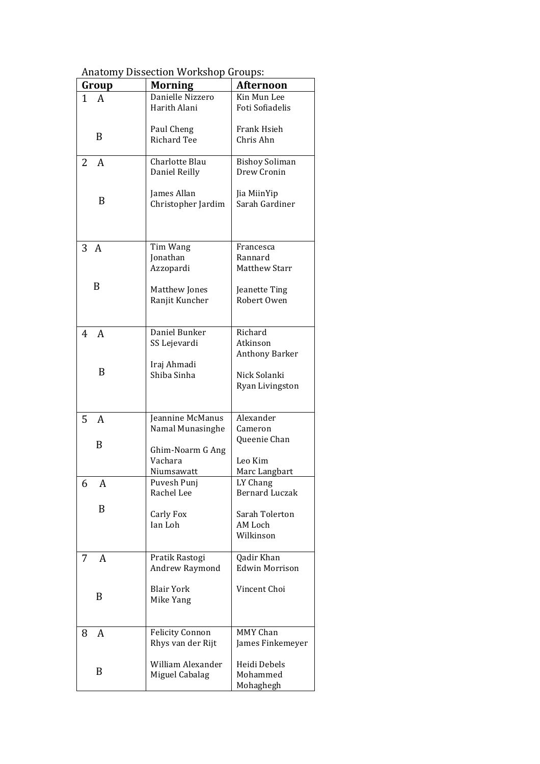Anatomy Dissection Workshop Groups:

| Group | Morning | Afternoon |
|---|---|---|
| 1 A | Danielle Nizzero<br>Harith Alani | Kin Mun Lee<br>Foti Sofiadelis |
| B | Paul Cheng<br>Richard Tee | Frank Hsieh<br>Chris Ahn |
| 2 A | Charlotte Blau<br>Daniel Reilly | Bishoy Soliman<br>Drew Cronin |
| B | James Allan<br>Christopher Jardim | Jia MiinYip<br>Sarah Gardiner |
| 3 A | Tim Wang<br>Jonathan Azzopardi | Francesca Rannard<br>Matthew Starr |
| B | Matthew Jones<br>Ranjit Kuncher | Jeanette Ting<br>Robert Owen |
| 4 A | Daniel Bunker<br>SS Lejevardi | Richard Atkinson<br>Anthony Barker |
| B | Iraj Ahmadi<br>Shiba Sinha | Nick Solanki<br>Ryan Livingston |
| 5 A | Jeannine McManus<br>Namal Munasinghe | Alexander Cameron<br>Queenie Chan |
| B | Ghim-Noarm G Ang<br>Vachara Niumsawatt | Leo Kim<br>Marc Langbart |
| 6 A | Puvesh Punj<br>Rachel Lee | LY Chang<br>Bernard Luczak |
| B | Carly Fox<br>Ian Loh | Sarah Tolerton<br>AM Loch Wilkinson |
| 7 A | Pratik Rastogi<br>Andrew Raymond | Qadir Khan<br>Edwin Morrison |
| B | Blair York<br>Mike Yang | Vincent Choi |
| 8 A | Felicity Connon<br>Rhys van der Rijt | MMY Chan<br>James Finkemeyer |
| B | William Alexander<br>Miguel Cabalag | Heidi Debels<br>Mohammed Mohaghegh |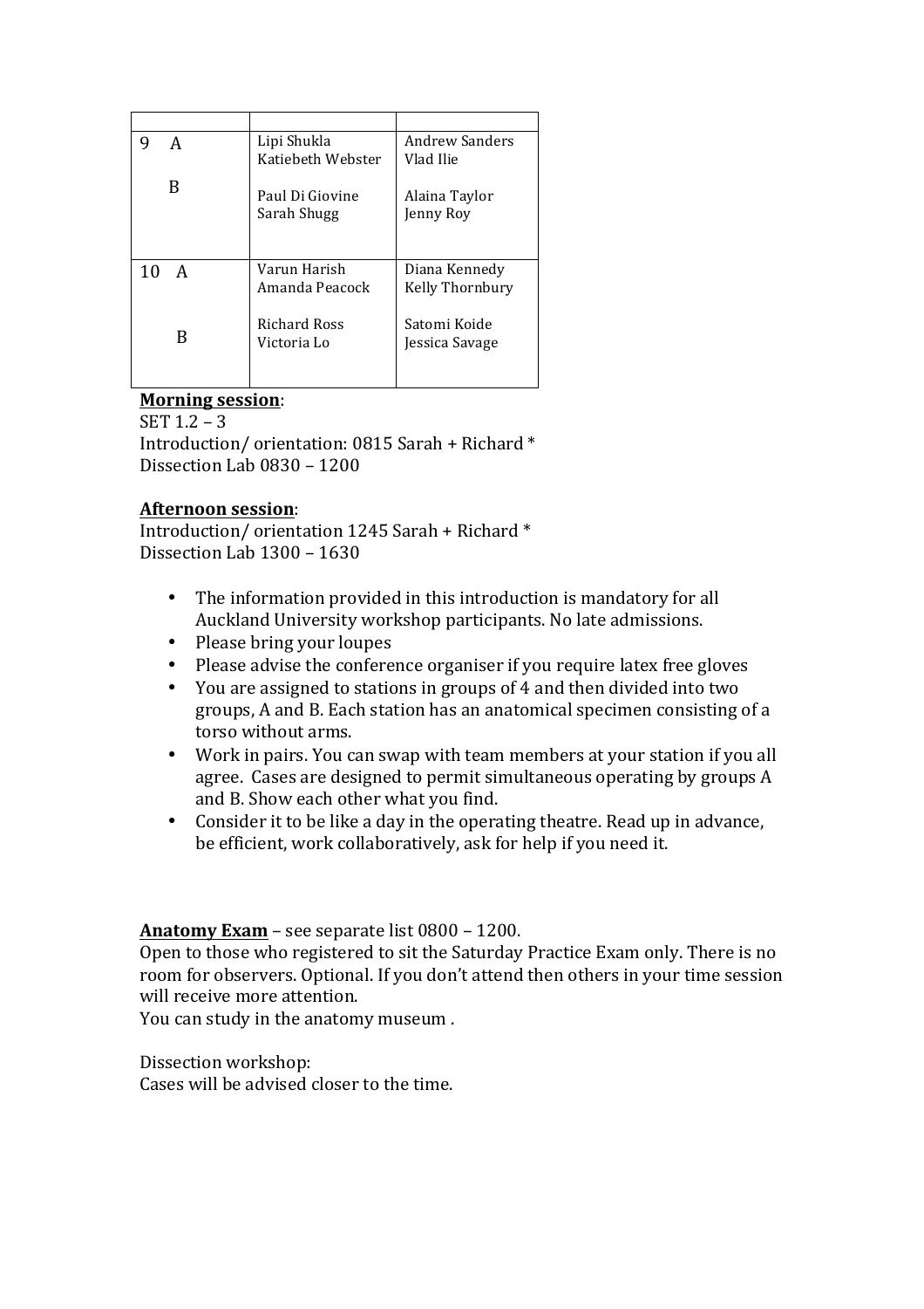| | | |
|---|---|---|
| 9 A | Lipi Shukla<br>Katiebeth Webster | Andrew Sanders<br>Vlad Ilie |
| B | Paul Di Giovine<br>Sarah Shugg | Alaina Taylor<br>Jenny Roy |
| 10 A | Varun Harish<br>Amanda Peacock | Diana Kennedy<br>Kelly Thornbury |
| B | Richard Ross<br>Victoria Lo | Satomi Koide<br>Jessica Savage |

**Morning session**:
SET 1.2 – 3
Introduction/ orientation: 0815 Sarah + Richard *
Dissection Lab 0830 – 1200

**Afternoon session**:
Introduction/ orientation 1245 Sarah + Richard *
Dissection Lab 1300 – 1630

- The information provided in this introduction is mandatory for all Auckland University workshop participants. No late admissions.
- Please bring your loupes
- Please advise the conference organiser if you require latex free gloves
- You are assigned to stations in groups of 4 and then divided into two groups, A and B. Each station has an anatomical specimen consisting of a torso without arms.
- Work in pairs. You can swap with team members at your station if you all agree. Cases are designed to permit simultaneous operating by groups A and B. Show each other what you find.
- Consider it to be like a day in the operating theatre. Read up in advance, be efficient, work collaboratively, ask for help if you need it.

**Anatomy Exam** – see separate list 0800 – 1200.
Open to those who registered to sit the Saturday Practice Exam only. There is no room for observers. Optional. If you don't attend then others in your time session will receive more attention.
You can study in the anatomy museum .

Dissection workshop:
Cases will be advised closer to the time.